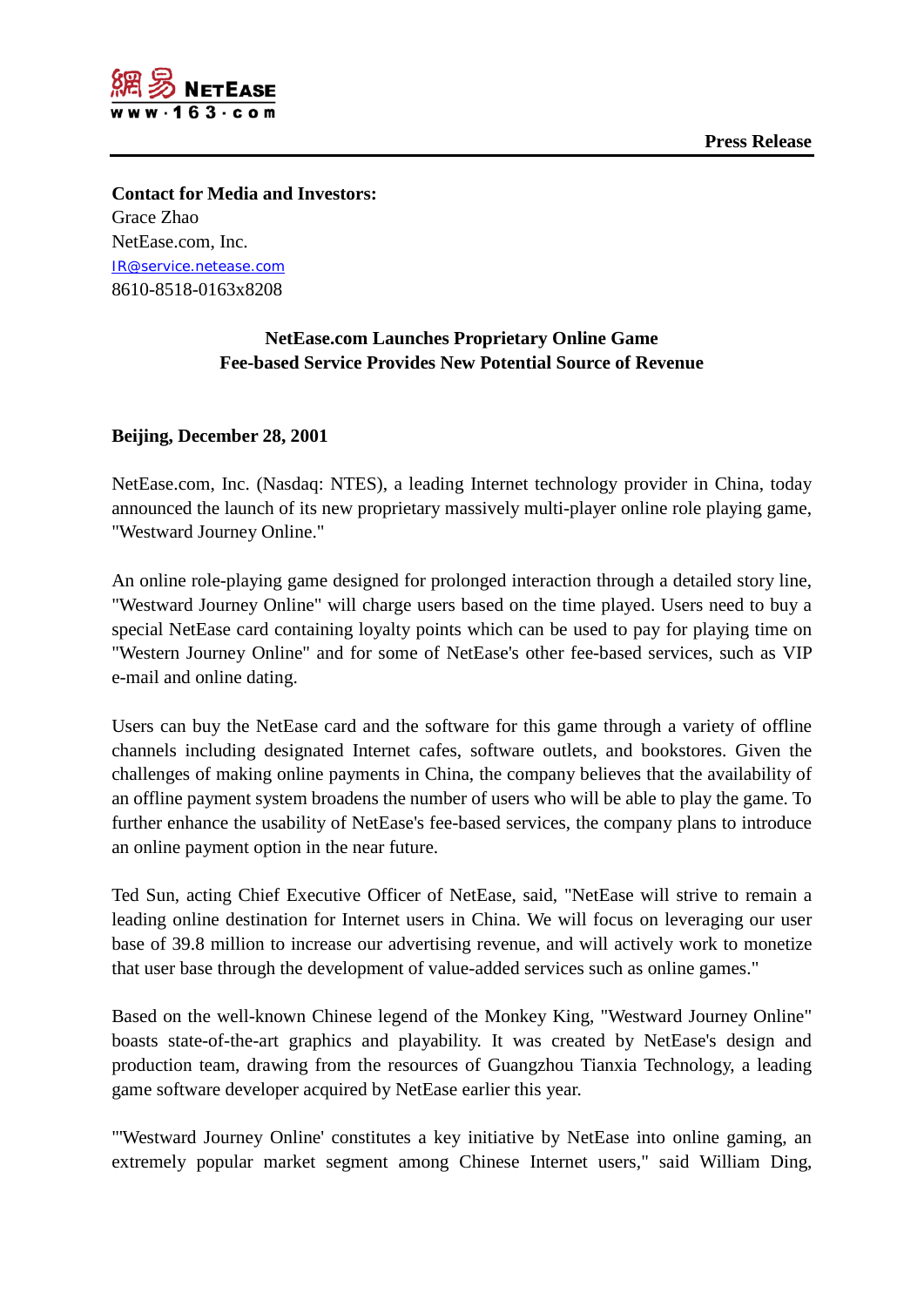**Press Release**

**Contact for Media and Investors:**
Grace Zhao
NetEase.com, Inc.
IR@service.netease.com
8610-8518-0163x8208

**NetEase.com Launches Proprietary Online Game**
**Fee-based Service Provides New Potential Source of Revenue**

**Beijing, December 28, 2001**

NetEase.com, Inc. (Nasdaq: NTES), a leading Internet technology provider in China, today announced the launch of its new proprietary massively multi-player online role playing game, "Westward Journey Online."

An online role-playing game designed for prolonged interaction through a detailed story line, "Westward Journey Online" will charge users based on the time played. Users need to buy a special NetEase card containing loyalty points which can be used to pay for playing time on "Western Journey Online" and for some of NetEase's other fee-based services, such as VIP e-mail and online dating.

Users can buy the NetEase card and the software for this game through a variety of offline channels including designated Internet cafes, software outlets, and bookstores. Given the challenges of making online payments in China, the company believes that the availability of an offline payment system broadens the number of users who will be able to play the game. To further enhance the usability of NetEase's fee-based services, the company plans to introduce an online payment option in the near future.

Ted Sun, acting Chief Executive Officer of NetEase, said, "NetEase will strive to remain a leading online destination for Internet users in China. We will focus on leveraging our user base of 39.8 million to increase our advertising revenue, and will actively work to monetize that user base through the development of value-added services such as online games."

Based on the well-known Chinese legend of the Monkey King, "Westward Journey Online" boasts state-of-the-art graphics and playability. It was created by NetEase's design and production team, drawing from the resources of Guangzhou Tianxia Technology, a leading game software developer acquired by NetEase earlier this year.

"'Westward Journey Online' constitutes a key initiative by NetEase into online gaming, an extremely popular market segment among Chinese Internet users," said William Ding,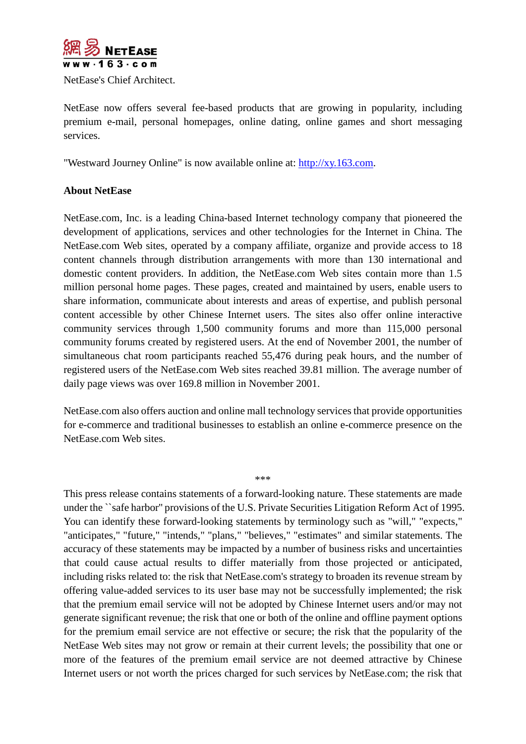NetEase's Chief Architect.

NetEase now offers several fee-based products that are growing in popularity, including premium e-mail, personal homepages, online dating, online games and short messaging services.

"Westward Journey Online" is now available online at: [http://xy.163.com](http://xy.163.com).

**About NetEase**

NetEase.com, Inc. is a leading China-based Internet technology company that pioneered the development of applications, services and other technologies for the Internet in China. The NetEase.com Web sites, operated by a company affiliate, organize and provide access to 18 content channels through distribution arrangements with more than 130 international and domestic content providers. In addition, the NetEase.com Web sites contain more than 1.5 million personal home pages. These pages, created and maintained by users, enable users to share information, communicate about interests and areas of expertise, and publish personal content accessible by other Chinese Internet users. The sites also offer online interactive community services through 1,500 community forums and more than 115,000 personal community forums created by registered users. At the end of November 2001, the number of simultaneous chat room participants reached 55,476 during peak hours, and the number of registered users of the NetEase.com Web sites reached 39.81 million. The average number of daily page views was over 169.8 million in November 2001.

NetEase.com also offers auction and online mall technology services that provide opportunities for e-commerce and traditional businesses to establish an online e-commerce presence on the NetEase.com Web sites.

***

This press release contains statements of a forward-looking nature. These statements are made under the ``safe harbor" provisions of the U.S. Private Securities Litigation Reform Act of 1995. You can identify these forward-looking statements by terminology such as "will," "expects," "anticipates," "future," "intends," "plans," "believes," "estimates" and similar statements. The accuracy of these statements may be impacted by a number of business risks and uncertainties that could cause actual results to differ materially from those projected or anticipated, including risks related to: the risk that NetEase.com's strategy to broaden its revenue stream by offering value-added services to its user base may not be successfully implemented; the risk that the premium email service will not be adopted by Chinese Internet users and/or may not generate significant revenue; the risk that one or both of the online and offline payment options for the premium email service are not effective or secure; the risk that the popularity of the NetEase Web sites may not grow or remain at their current levels; the possibility that one or more of the features of the premium email service are not deemed attractive by Chinese Internet users or not worth the prices charged for such services by NetEase.com; the risk that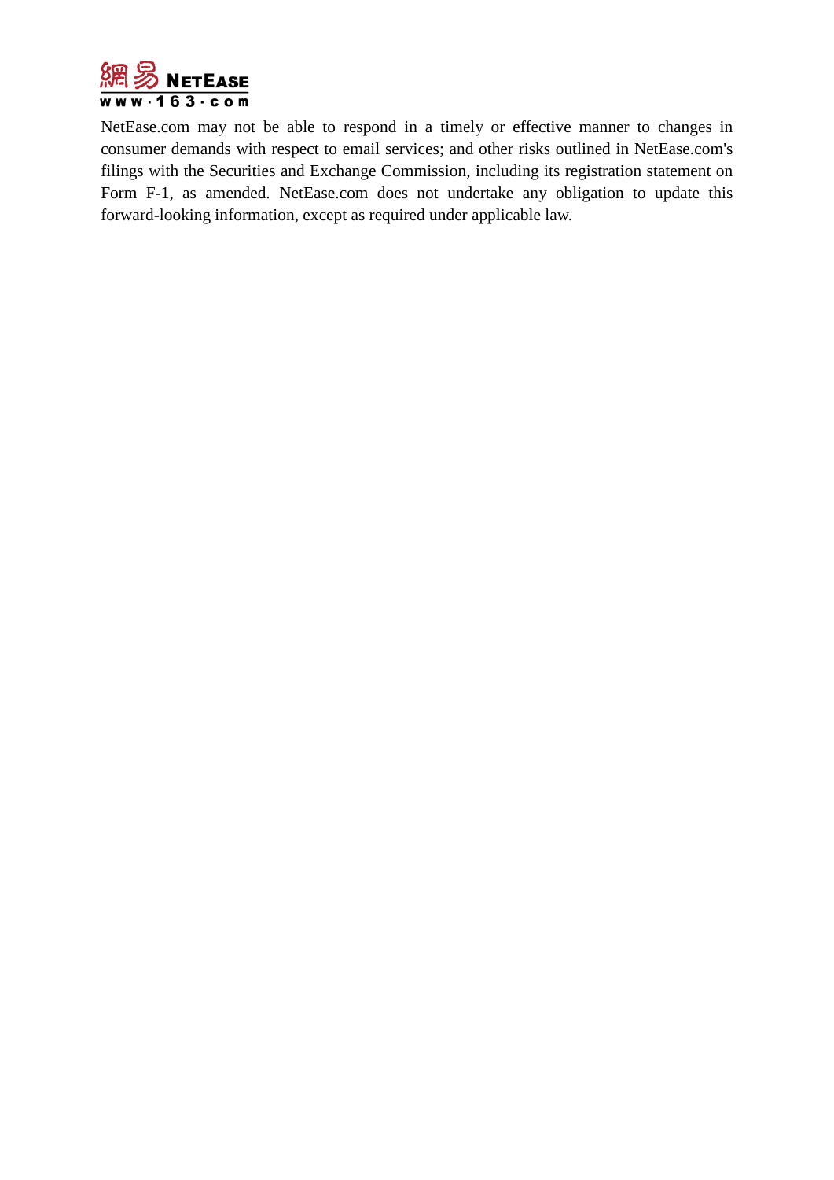NetEase.com may not be able to respond in a timely or effective manner to changes in consumer demands with respect to email services; and other risks outlined in NetEase.com's filings with the Securities and Exchange Commission, including its registration statement on Form F-1, as amended. NetEase.com does not undertake any obligation to update this forward-looking information, except as required under applicable law.